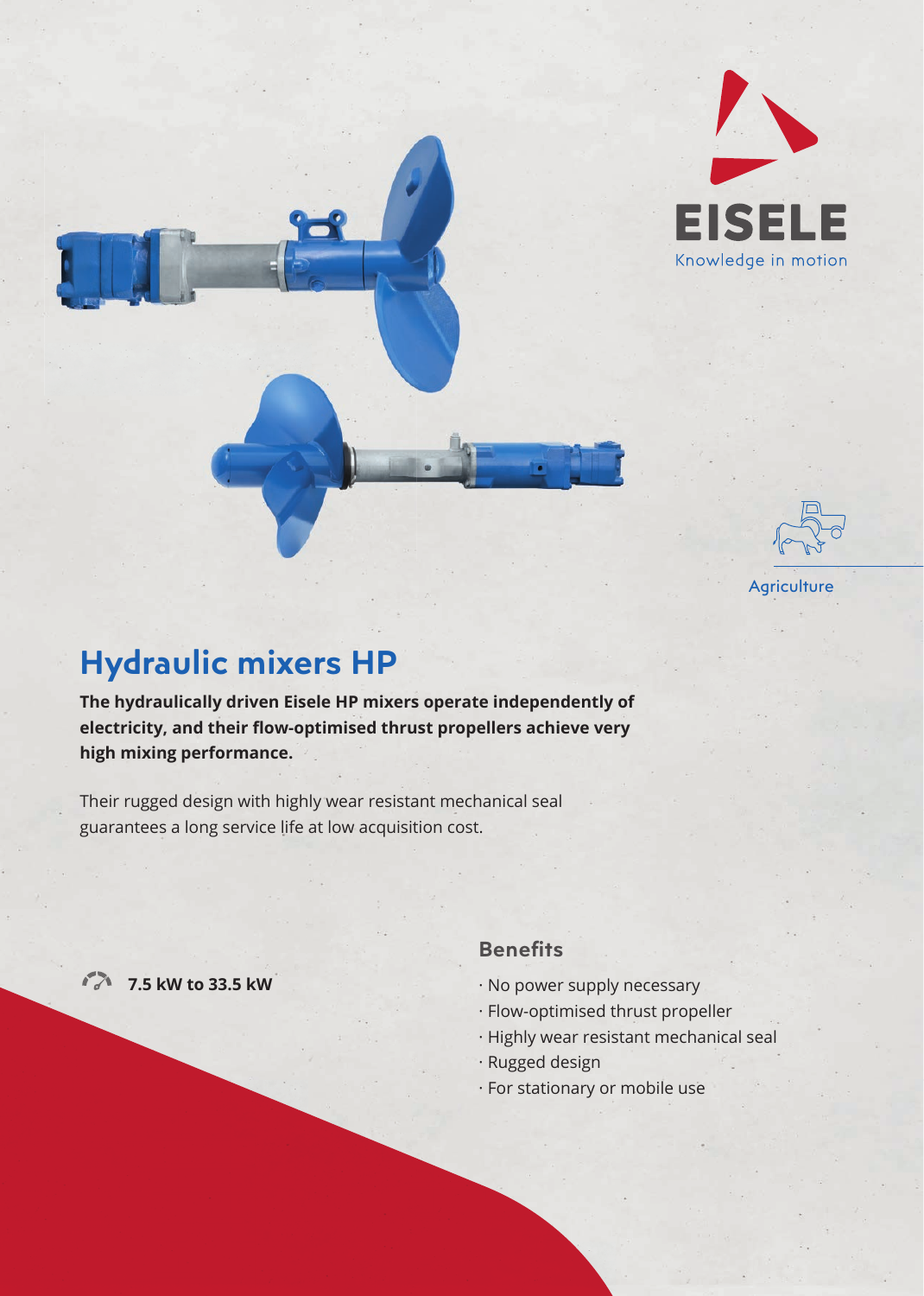EISELE

Knowledge in motion

Agriculture

# Hydraulic mixers HP

**The hydraulically driven Eisele HP mixers operate independently of electricity, and their flow-optimised thrust propellers achieve very high mixing performance.**

Their rugged design with highly wear resistant mechanical seal guarantees a long service life at low acquisition cost.

**7.5 kW to 33.5 kW**

## Benefits

- No power supply necessary
- Flow-optimised thrust propeller
- Highly wear resistant mechanical seal
- Rugged design
- For stationary or mobile use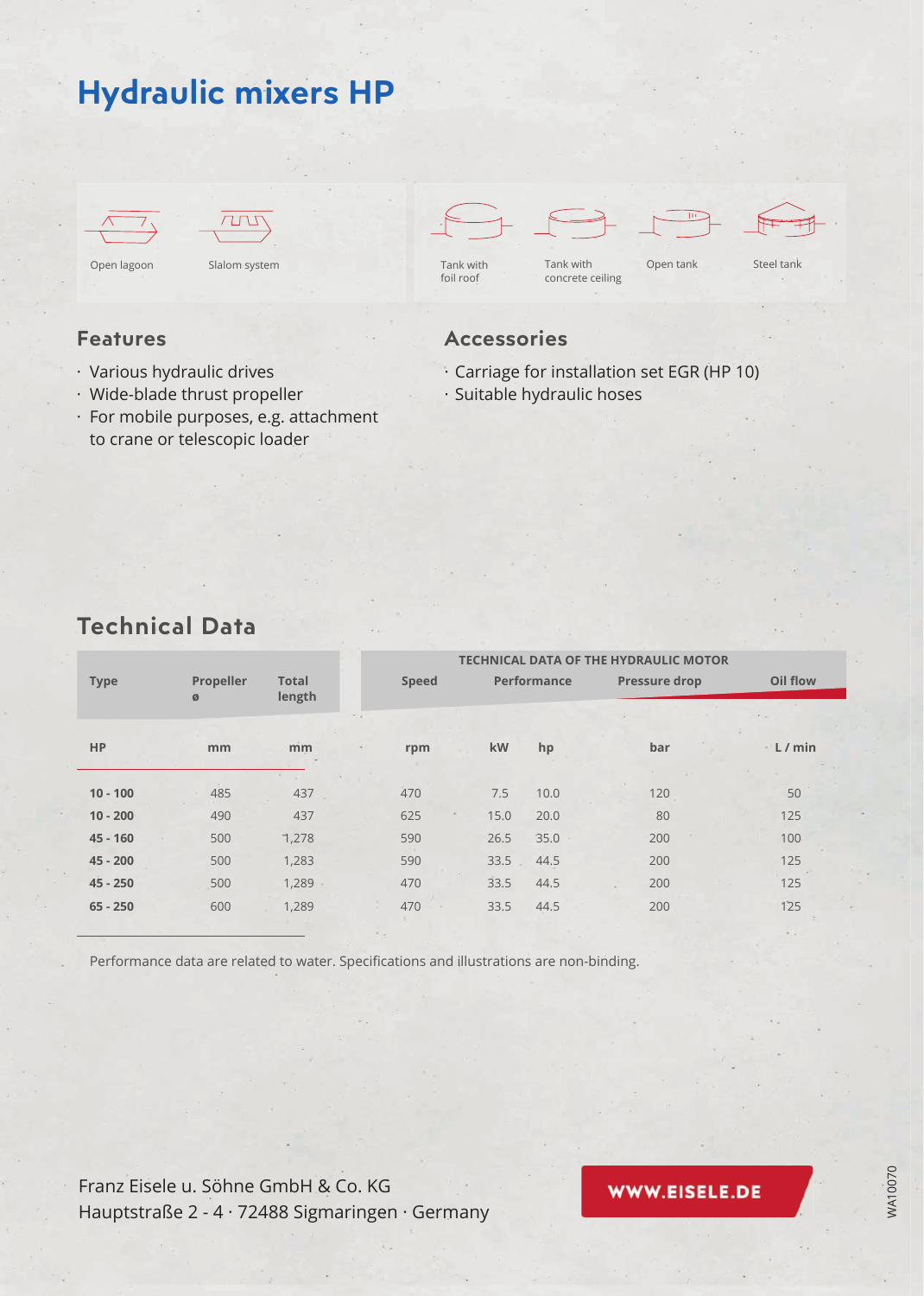# Hydraulic mixers HP

Open lagoon

Slalom system

Tank with foil roof

Tank with concrete ceiling

Open tank

Steel tank

## Features

- Various hydraulic drives
- Wide-blade thrust propeller
- For mobile purposes, e.g. attachment to crane or telescopic loader

## Accessories

- Carriage for installation set EGR (HP 10)
- Suitable hydraulic hoses

## Technical Data

| Type | Propeller ø | Total length | TECHNICAL DATA OF THE HYDRAULIC MOTOR | | | | |
|---|---|---|---|---|---|---|---|
| | | | Speed | Performance | | Pressure drop | Oil flow |
| HP | mm | mm | rpm | kW | hp | bar | L / min |
| **10 - 100** | 485 | 437 | 470 | 7.5 | 10.0 | 120 | 50 |
| **10 - 200** | 490 | 437 | 625 | 15.0 | 20.0 | 80 | 125 |
| **45 - 160** | 500 | 1,278 | 590 | 26.5 | 35.0 | 200 | 100 |
| **45 - 200** | 500 | 1,283 | 590 | 33.5 | 44.5 | 200 | 125 |
| **45 - 250** | 500 | 1,289 | 470 | 33.5 | 44.5 | 200 | 125 |
| **65 - 250** | 600 | 1,289 | 470 | 33.5 | 44.5 | 200 | 125 |

Performance data are related to water. Specifications and illustrations are non-binding.

Franz Eisele u. Söhne GmbH & Co. KG
Hauptstraße 2 - 4 · 72488 Sigmaringen · Germany

WWW.EISELE.DE

WA10070